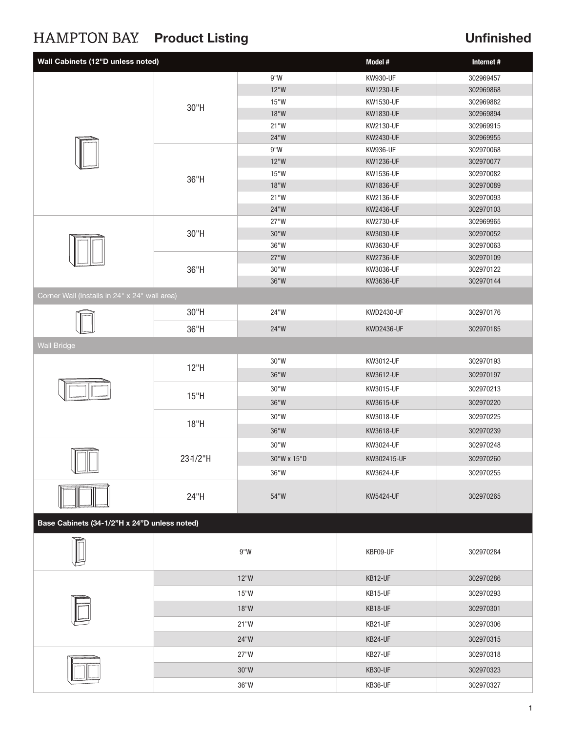HAMPTON BAY **Product Listing** **Unfinished**

| Wall Cabinets (12"D unless noted) | | | Model # | Internet # |
|---|---|---|---|---|
| | 30"H | 9"W | KW930-UF | 302969457 |
| | | 12"W | KW1230-UF | 302969868 |
| | | 15"W | KW1530-UF | 302969882 |
| | | 18"W | KW1830-UF | 302969894 |
| | | 21"W | KW2130-UF | 302969915 |
| | | 24"W | KW2430-UF | 302969955 |
| | 36"H | 9"W | KW936-UF | 302970068 |
| | | 12"W | KW1236-UF | 302970077 |
| | | 15"W | KW1536-UF | 302970082 |
| | | 18"W | KW1836-UF | 302970089 |
| | | 21"W | KW2136-UF | 302970093 |
| | | 24"W | KW2436-UF | 302970103 |
| | 30"H | 27"W | KW2730-UF | 302969965 |
| | | 30"W | KW3030-UF | 302970052 |
| | | 36"W | KW3630-UF | 302970063 |
| | 36"H | 27"W | KW2736-UF | 302970109 |
| | | 30"W | KW3036-UF | 302970122 |
| | | 36"W | KW3636-UF | 302970144 |
| Corner Wall (Installs in 24" x 24" wall area) | | | | |
| | 30"H | 24"W | KWD2430-UF | 302970176 |
| | 36"H | 24"W | KWD2436-UF | 302970185 |
| Wall Bridge | | | | |
| | 12"H | 30"W | KW3012-UF | 302970193 |
| | | 36"W | KW3612-UF | 302970197 |
| | 15"H | 30"W | KW3015-UF | 302970213 |
| | | 36"W | KW3615-UF | 302970220 |
| | 18"H | 30"W | KW3018-UF | 302970225 |
| | | 36"W | KW3618-UF | 302970239 |
| | 23-1/2"H | 30"W | KW3024-UF | 302970248 |
| | | 30"W x 15"D | KW302415-UF | 302970260 |
| | | 36"W | KW3624-UF | 302970255 |
| | 24"H | 54"W | KW5424-UF | 302970265 |

| Base Cabinets (34-1/2"H x 24"D unless noted) | | Model # | Internet # |
|---|---|---|---|
| | 9"W | KBF09-UF | 302970284 |
| | 12"W | KB12-UF | 302970286 |
| | 15"W | KB15-UF | 302970293 |
| | 18"W | KB18-UF | 302970301 |
| | 21"W | KB21-UF | 302970306 |
| | 24"W | KB24-UF | 302970315 |
| | 27"W | KB27-UF | 302970318 |
| | 30"W | KB30-UF | 302970323 |
| | 36"W | KB36-UF | 302970327 |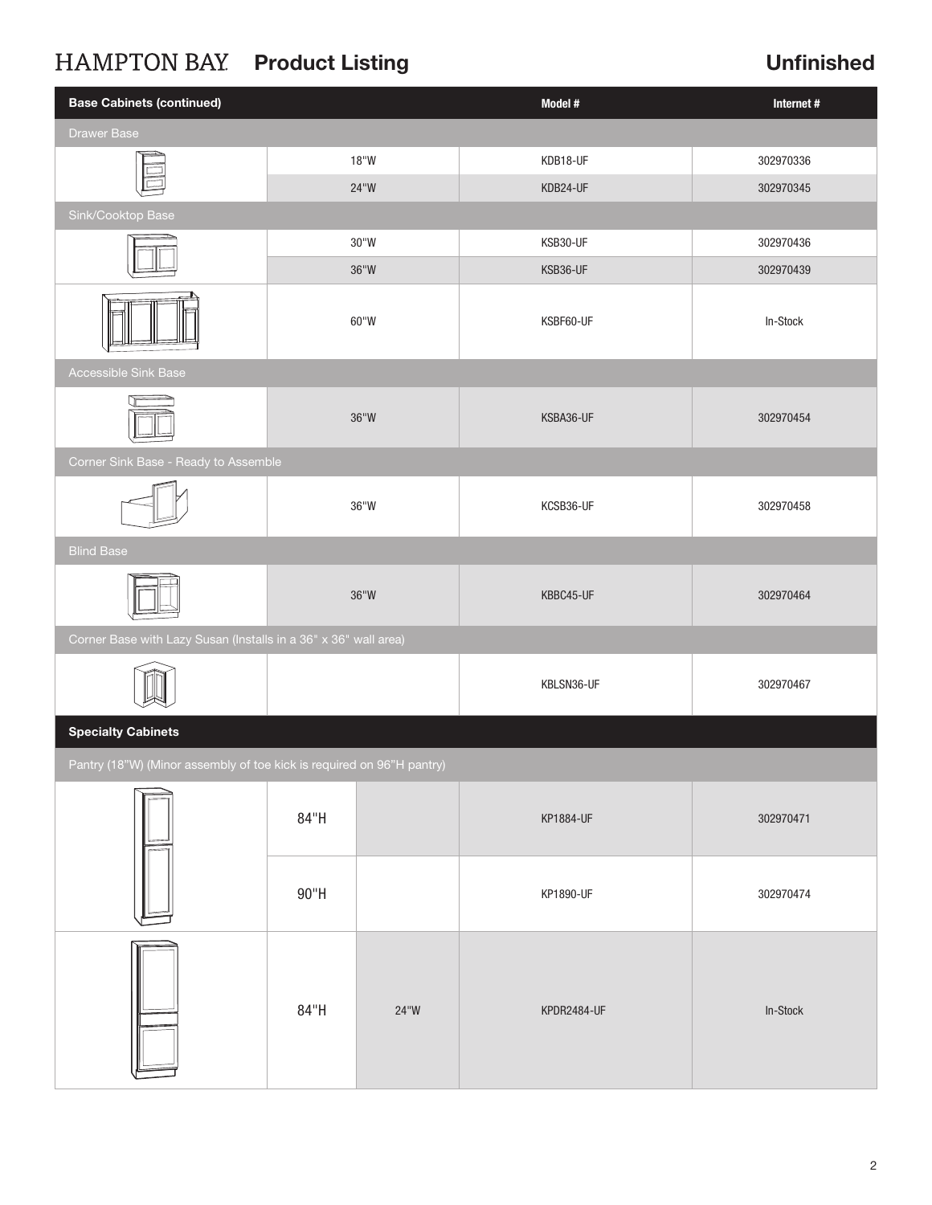## HAMPTON BAY Product Listing — Unfinished

| Base Cabinets (continued) | | | Model # | Internet # |
|---|---|---|---|---|
| **Drawer Base** | | | | |
| | 18"W | | KDB18-UF | 302970336 |
| | 24"W | | KDB24-UF | 302970345 |
| **Sink/Cooktop Base** | | | | |
| | 30"W | | KSB30-UF | 302970436 |
| | 36"W | | KSB36-UF | 302970439 |
| | 60"W | | KSBF60-UF | In-Stock |
| **Accessible Sink Base** | | | | |
| | 36"W | | KSBA36-UF | 302970454 |
| **Corner Sink Base - Ready to Assemble** | | | | |
| | 36"W | | KCSB36-UF | 302970458 |
| **Blind Base** | | | | |
| | 36"W | | KBBC45-UF | 302970464 |
| **Corner Base with Lazy Susan (Installs in a 36" x 36" wall area)** | | | | |
| | | | KBLSN36-UF | 302970467 |
| **Specialty Cabinets** | | | | |
| **Pantry (18"W) (Minor assembly of toe kick is required on 96"H pantry)** | | | | |
| | 84"H | | KP1884-UF | 302970471 |
| | 90"H | | KP1890-UF | 302970474 |
| | 84"H | 24"W | KPDR2484-UF | In-Stock |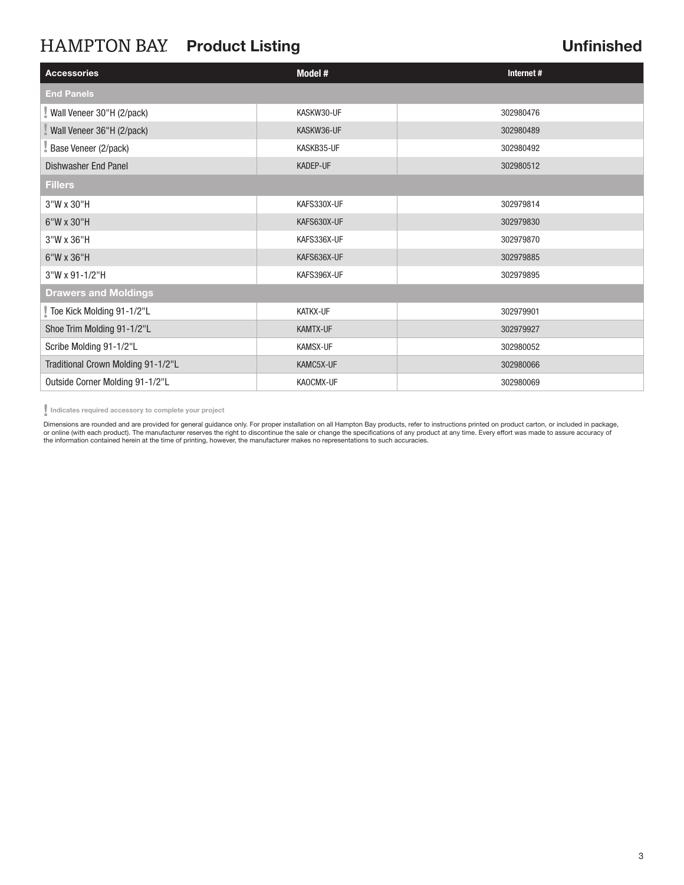# HAMPTON BAY Product Listing — Unfinished

| Accessories | Model # | Internet # |
|---|---|---|
| **End Panels** | | |
| ! Wall Veneer 30"H (2/pack) | KASKW30-UF | 302980476 |
| ! Wall Veneer 36"H (2/pack) | KASKW36-UF | 302980489 |
| ! Base Veneer (2/pack) | KASKB35-UF | 302980492 |
| Dishwasher End Panel | KADEP-UF | 302980512 |
| **Fillers** | | |
| 3"W x 30"H | KAFS330X-UF | 302979814 |
| 6"W x 30"H | KAFS630X-UF | 302979830 |
| 3"W x 36"H | KAFS336X-UF | 302979870 |
| 6"W x 36"H | KAFS636X-UF | 302979885 |
| 3"W x 91-1/2"H | KAFS396X-UF | 302979895 |
| **Drawers and Moldings** | | |
| ! Toe Kick Molding 91-1/2"L | KATKX-UF | 302979901 |
| Shoe Trim Molding 91-1/2"L | KAMTX-UF | 302979927 |
| Scribe Molding 91-1/2"L | KAMSX-UF | 302980052 |
| Traditional Crown Molding 91-1/2"L | KAMC5X-UF | 302980066 |
| Outside Corner Molding 91-1/2"L | KAOCMX-UF | 302980069 |

! Indicates required accessory to complete your project

Dimensions are rounded and are provided for general guidance only. For proper installation on all Hampton Bay products, refer to instructions printed on product carton, or included in package, or online (with each product). The manufacturer reserves the right to discontinue the sale or change the specifications of any product at any time. Every effort was made to assure accuracy of the information contained herein at the time of printing, however, the manufacturer makes no representations to such accuracies.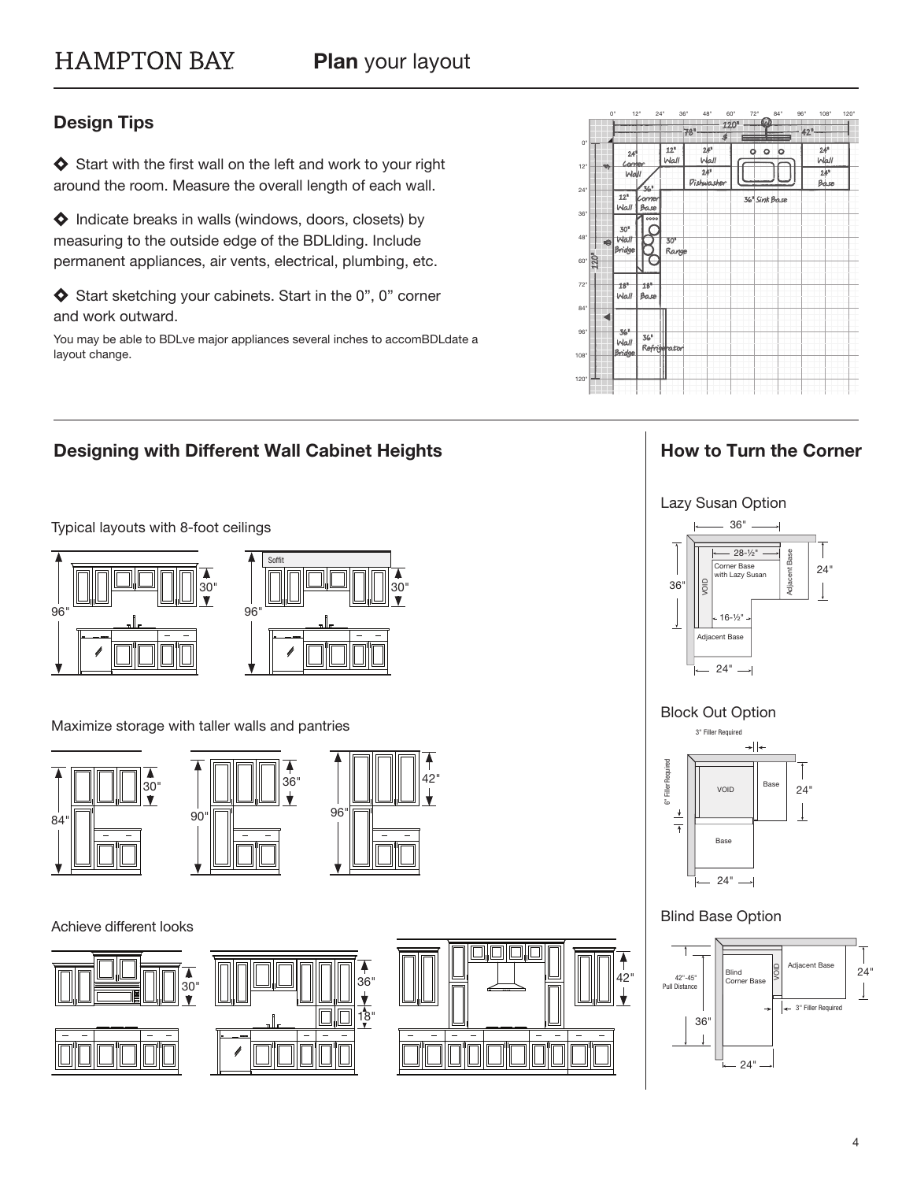# HAMPTON BAY **Plan** your layout

## Design Tips

◆ Start with the first wall on the left and work to your right around the room. Measure the overall length of each wall.

◆ Indicate breaks in walls (windows, doors, closets) by measuring to the outside edge of the BDLlding. Include permanent appliances, air vents, electrical, plumbing, etc.

◆ Start sketching your cabinets. Start in the 0", 0" corner and work outward.

You may be able to BDLve major appliances several inches to accomBDLdate a layout change.

## Designing with Different Wall Cabinet Heights

Typical layouts with 8-foot ceilings

Maximize storage with taller walls and pantries

Achieve different looks

## How to Turn the Corner

Lazy Susan Option

Block Out Option

Blind Base Option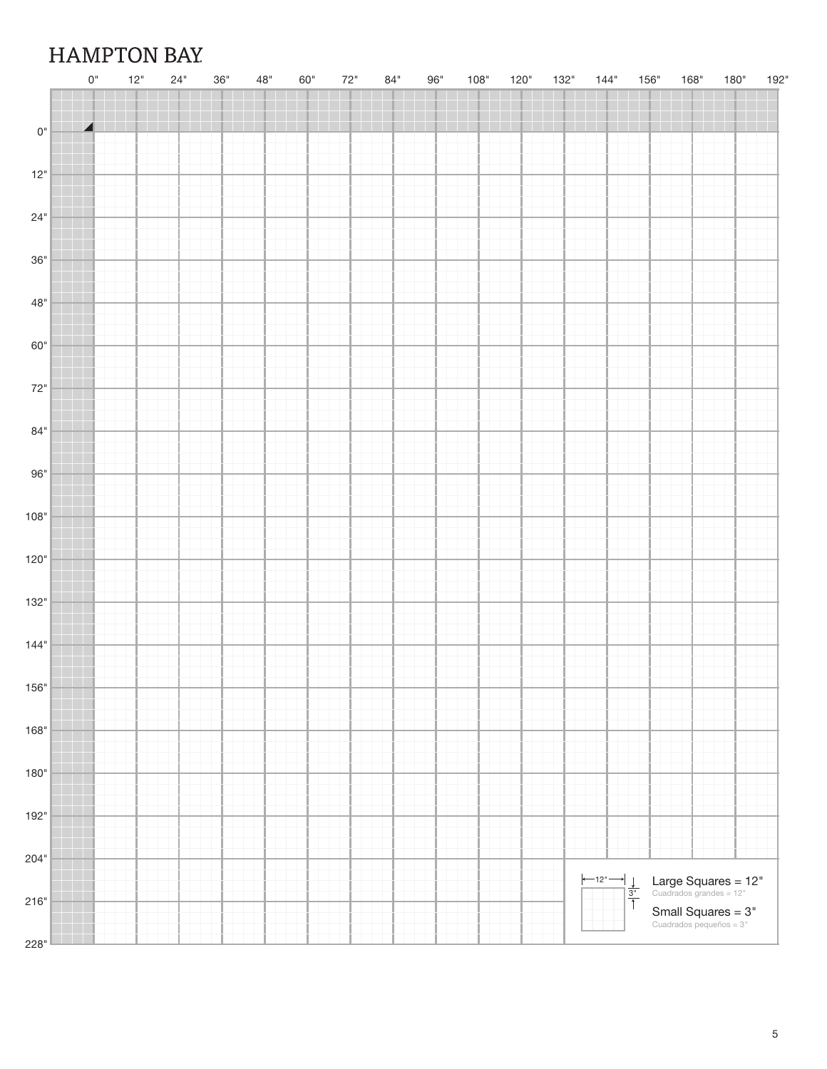HAMPTON BAY

0" 12" 24" 36" 48" 60" 72" 84" 96" 108" 120" 132" 144" 156" 168" 180" 192"

0"
12"
24"
36"
48"
60"
72"
84"
96"
108"
120"
132"
144"
156"
168"
180"
192"
204"
216"
228"

12"
3"

Large Squares = 12"
Cuadrados grandes = 12"

Small Squares = 3"
Cuadrados pequeños = 3"